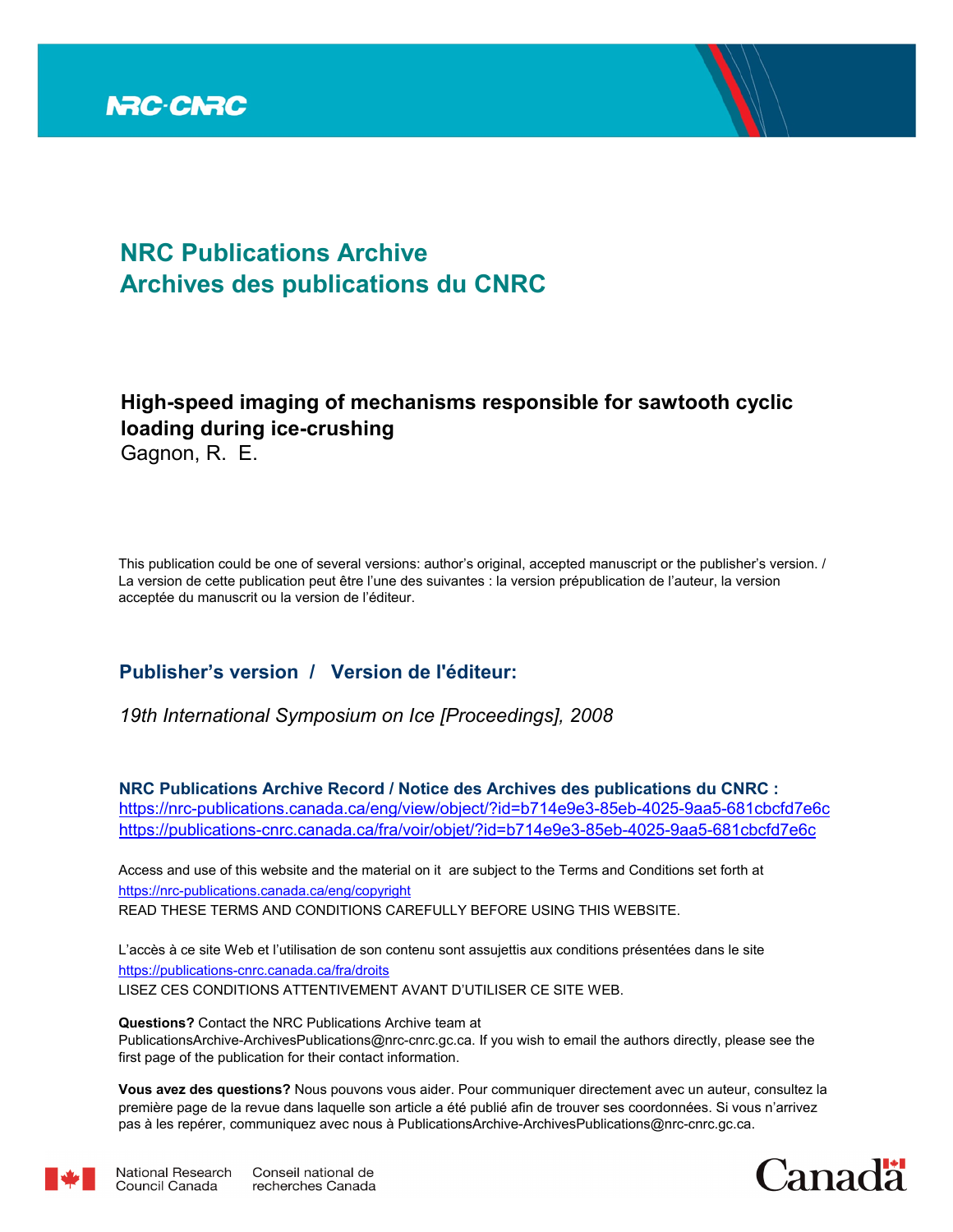NRC-CNRC

# NRC Publications Archive
# Archives des publications du CNRC

**High-speed imaging of mechanisms responsible for sawtooth cyclic loading during ice-crushing**
Gagnon, R. E.

This publication could be one of several versions: author's original, accepted manuscript or the publisher's version. / La version de cette publication peut être l'une des suivantes : la version prépublication de l'auteur, la version acceptée du manuscrit ou la version de l'éditeur.

## Publisher's version / Version de l'éditeur:

*19th International Symposium on Ice [Proceedings], 2008*

**NRC Publications Archive Record / Notice des Archives des publications du CNRC :**
https://nrc-publications.canada.ca/eng/view/object/?id=b714e9e3-85eb-4025-9aa5-681cbcfd7e6c
https://publications-cnrc.canada.ca/fra/voir/objet/?id=b714e9e3-85eb-4025-9aa5-681cbcfd7e6c

Access and use of this website and the material on it are subject to the Terms and Conditions set forth at
https://nrc-publications.canada.ca/eng/copyright
READ THESE TERMS AND CONDITIONS CAREFULLY BEFORE USING THIS WEBSITE.

L'accès à ce site Web et l'utilisation de son contenu sont assujettis aux conditions présentées dans le site
https://publications-cnrc.canada.ca/fra/droits
LISEZ CES CONDITIONS ATTENTIVEMENT AVANT D'UTILISER CE SITE WEB.

**Questions?** Contact the NRC Publications Archive team at
PublicationsArchive-ArchivesPublications@nrc-cnrc.gc.ca. If you wish to email the authors directly, please see the first page of the publication for their contact information.

**Vous avez des questions?** Nous pouvons vous aider. Pour communiquer directement avec un auteur, consultez la première page de la revue dans laquelle son article a été publié afin de trouver ses coordonnées. Si vous n'arrivez pas à les repérer, communiquez avec nous à PublicationsArchive-ArchivesPublications@nrc-cnrc.gc.ca.

National Research Council Canada | Conseil national de recherches Canada

Canada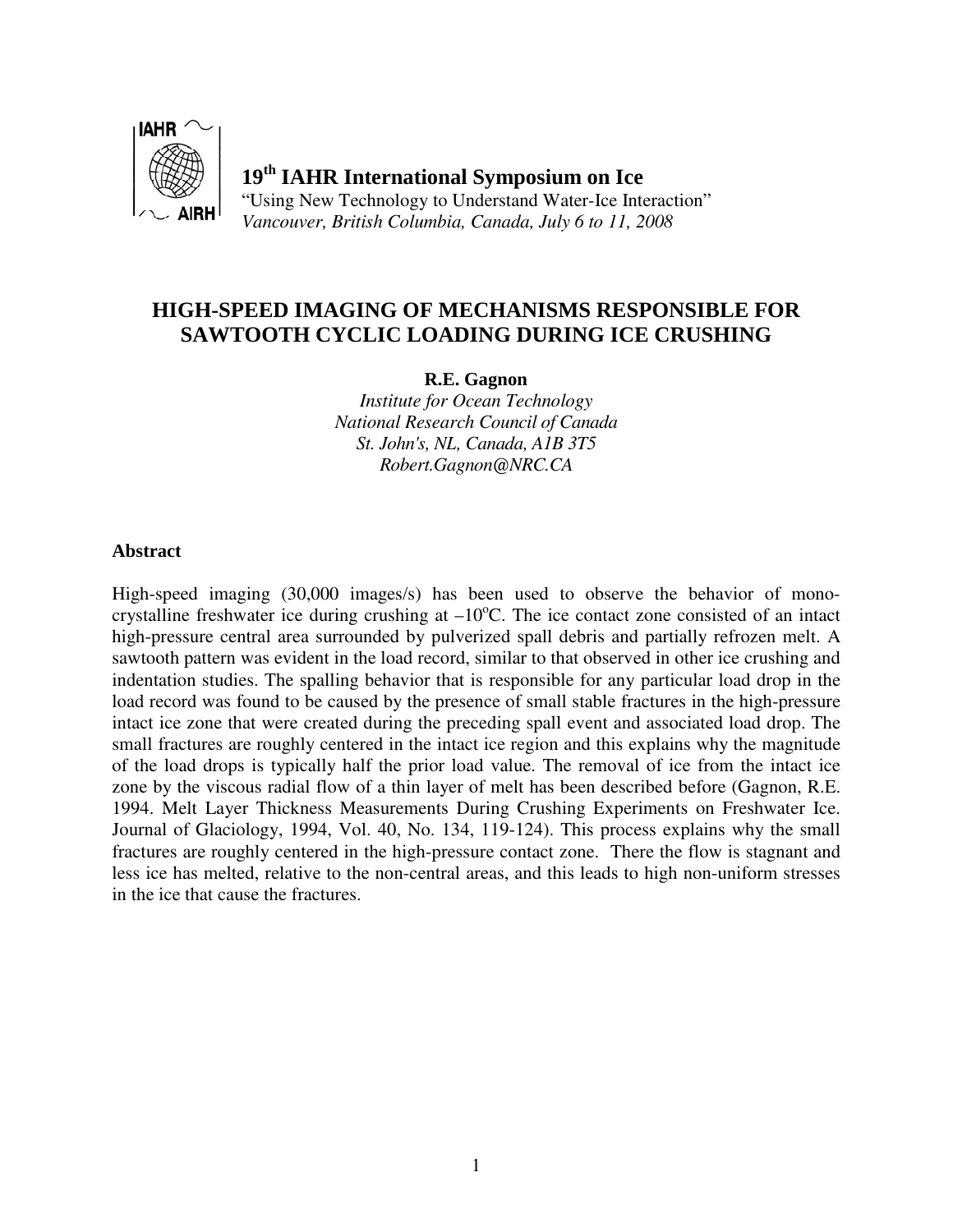**19th IAHR International Symposium on Ice**

"Using New Technology to Understand Water-Ice Interaction"

*Vancouver, British Columbia, Canada, July 6 to 11, 2008*

# HIGH-SPEED IMAGING OF MECHANISMS RESPONSIBLE FOR SAWTOOTH CYCLIC LOADING DURING ICE CRUSHING

**R.E. Gagnon**

*Institute for Ocean Technology*
*National Research Council of Canada*
*St. John's, NL, Canada, A1B 3T5*
*Robert.Gagnon@NRC.CA*

### Abstract

High-speed imaging (30,000 images/s) has been used to observe the behavior of mono-crystalline freshwater ice during crushing at $-10^{o}C$. The ice contact zone consisted of an intact high-pressure central area surrounded by pulverized spall debris and partially refrozen melt. A sawtooth pattern was evident in the load record, similar to that observed in other ice crushing and indentation studies. The spalling behavior that is responsible for any particular load drop in the load record was found to be caused by the presence of small stable fractures in the high-pressure intact ice zone that were created during the preceding spall event and associated load drop. The small fractures are roughly centered in the intact ice region and this explains why the magnitude of the load drops is typically half the prior load value. The removal of ice from the intact ice zone by the viscous radial flow of a thin layer of melt has been described before (Gagnon, R.E. 1994. Melt Layer Thickness Measurements During Crushing Experiments on Freshwater Ice. Journal of Glaciology, 1994, Vol. 40, No. 134, 119-124). This process explains why the small fractures are roughly centered in the high-pressure contact zone. There the flow is stagnant and less ice has melted, relative to the non-central areas, and this leads to high non-uniform stresses in the ice that cause the fractures.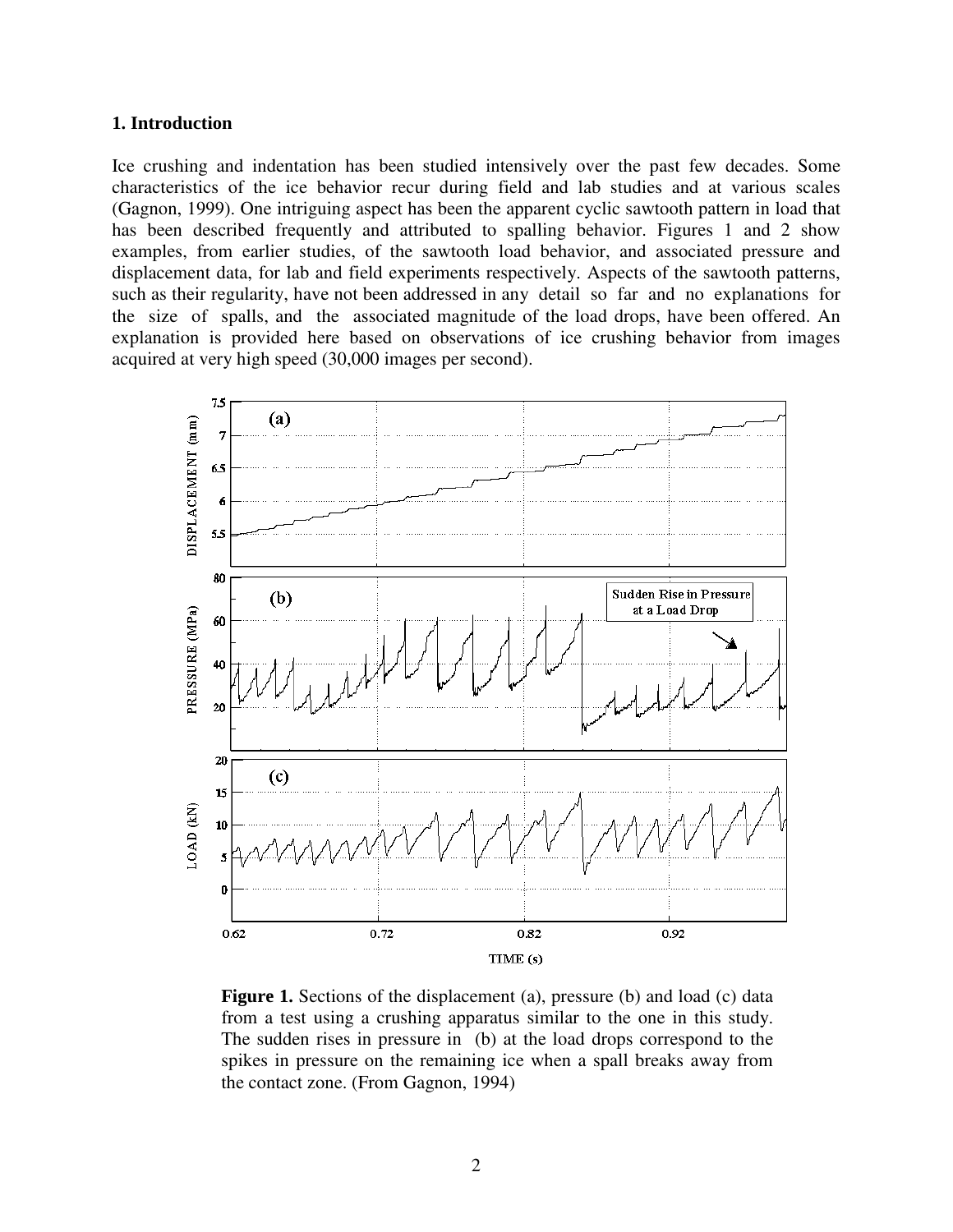## 1. Introduction

Ice crushing and indentation has been studied intensively over the past few decades. Some characteristics of the ice behavior recur during field and lab studies and at various scales (Gagnon, 1999). One intriguing aspect has been the apparent cyclic sawtooth pattern in load that has been described frequently and attributed to spalling behavior. Figures 1 and 2 show examples, from earlier studies, of the sawtooth load behavior, and associated pressure and displacement data, for lab and field experiments respectively. Aspects of the sawtooth patterns, such as their regularity, have not been addressed in any detail so far and no explanations for the size of spalls, and the associated magnitude of the load drops, have been offered. An explanation is provided here based on observations of ice crushing behavior from images acquired at very high speed (30,000 images per second).

**Figure 1.** Sections of the displacement (a), pressure (b) and load (c) data from a test using a crushing apparatus similar to the one in this study. The sudden rises in pressure in (b) at the load drops correspond to the spikes in pressure on the remaining ice when a spall breaks away from the contact zone. (From Gagnon, 1994)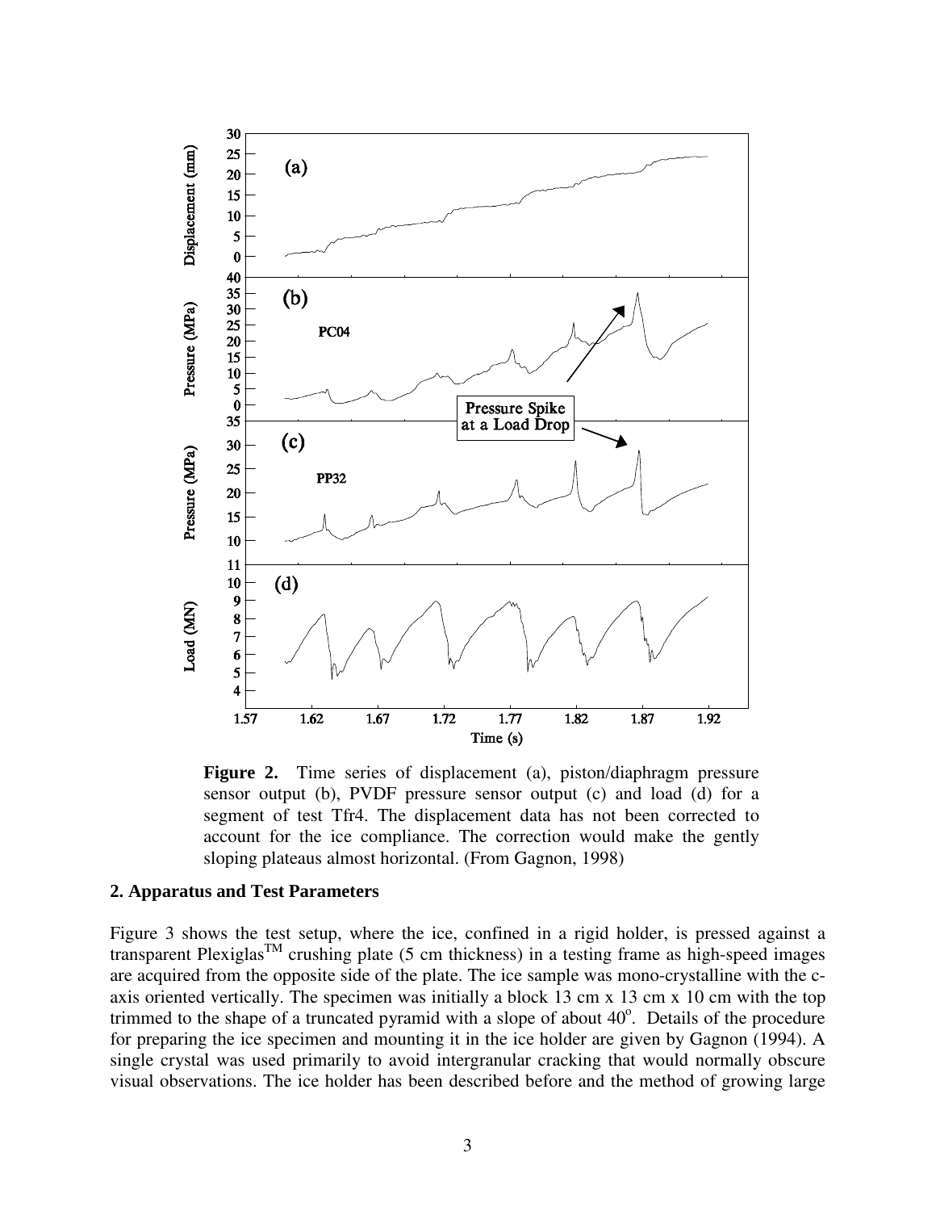**Figure 2.** Time series of displacement (a), piston/diaphragm pressure sensor output (b), PVDF pressure sensor output (c) and load (d) for a segment of test Tfr4. The displacement data has not been corrected to account for the ice compliance. The correction would make the gently sloping plateaus almost horizontal. (From Gagnon, 1998)

## 2. Apparatus and Test Parameters

Figure 3 shows the test setup, where the ice, confined in a rigid holder, is pressed against a transparent Plexiglas™ crushing plate (5 cm thickness) in a testing frame as high-speed images are acquired from the opposite side of the plate. The ice sample was mono-crystalline with the c-axis oriented vertically. The specimen was initially a block 13 cm x 13 cm x 10 cm with the top trimmed to the shape of a truncated pyramid with a slope of about 40°. Details of the procedure for preparing the ice specimen and mounting it in the ice holder are given by Gagnon (1994). A single crystal was used primarily to avoid intergranular cracking that would normally obscure visual observations. The ice holder has been described before and the method of growing large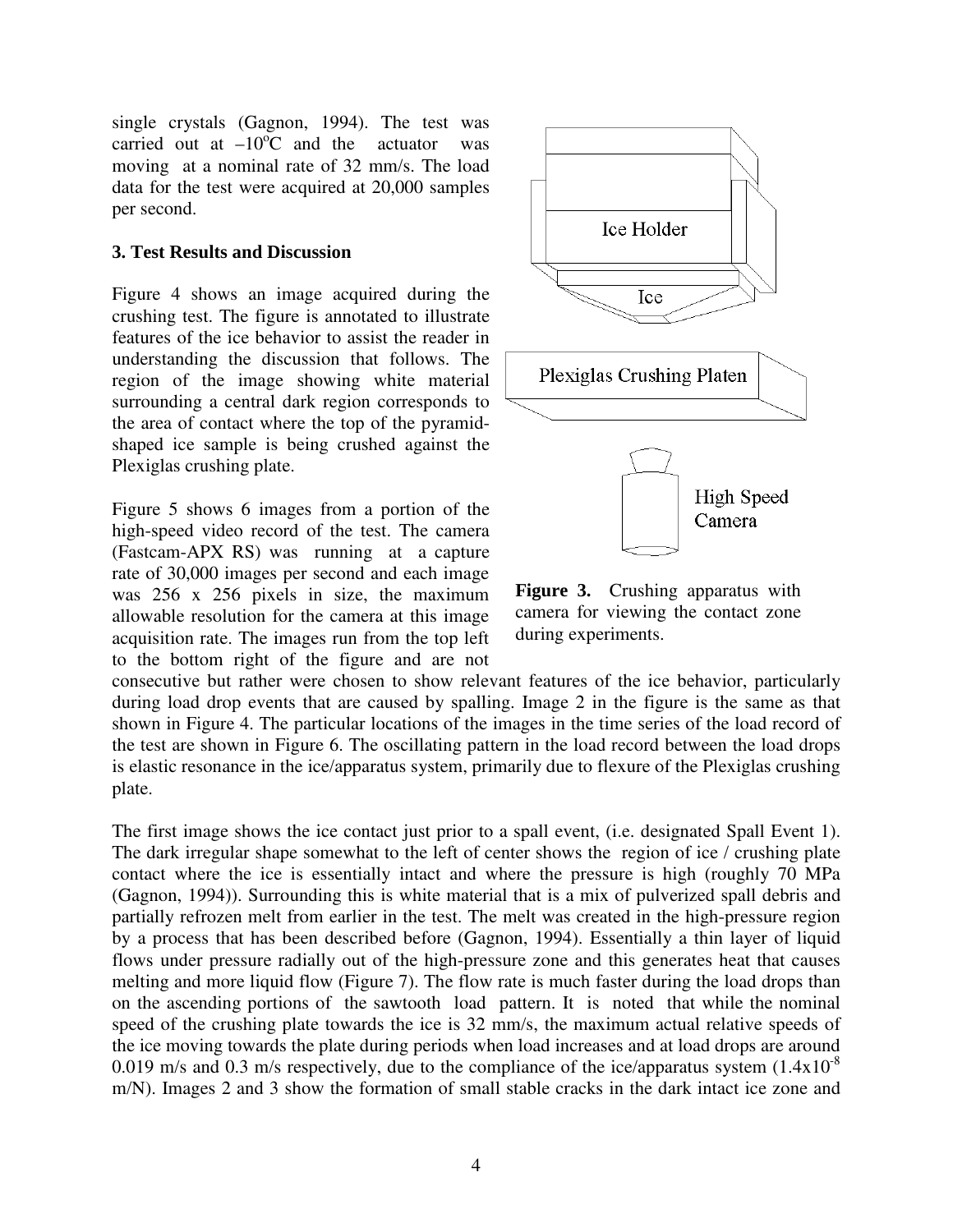single crystals (Gagnon, 1994). The test was carried out at $-10^{o}C$ and the actuator was moving at a nominal rate of 32 mm/s. The load data for the test were acquired at 20,000 samples per second.

## 3. Test Results and Discussion

Figure 4 shows an image acquired during the crushing test. The figure is annotated to illustrate features of the ice behavior to assist the reader in understanding the discussion that follows. The region of the image showing white material surrounding a central dark region corresponds to the area of contact where the top of the pyramid-shaped ice sample is being crushed against the Plexiglas crushing plate.

Figure 5 shows 6 images from a portion of the high-speed video record of the test. The camera (Fastcam-APX RS) was running at a capture rate of 30,000 images per second and each image was 256 x 256 pixels in size, the maximum allowable resolution for the camera at this image acquisition rate. The images run from the top left to the bottom right of the figure and are not consecutive but rather were chosen to show relevant features of the ice behavior, particularly during load drop events that are caused by spalling. Image 2 in the figure is the same as that shown in Figure 4. The particular locations of the images in the time series of the load record of the test are shown in Figure 6. The oscillating pattern in the load record between the load drops is elastic resonance in the ice/apparatus system, primarily due to flexure of the Plexiglas crushing plate.

**Figure 3.** Crushing apparatus with camera for viewing the contact zone during experiments.

The first image shows the ice contact just prior to a spall event, (i.e. designated Spall Event 1). The dark irregular shape somewhat to the left of center shows the region of ice / crushing plate contact where the ice is essentially intact and where the pressure is high (roughly 70 MPa (Gagnon, 1994)). Surrounding this is white material that is a mix of pulverized spall debris and partially refrozen melt from earlier in the test. The melt was created in the high-pressure region by a process that has been described before (Gagnon, 1994). Essentially a thin layer of liquid flows under pressure radially out of the high-pressure zone and this generates heat that causes melting and more liquid flow (Figure 7). The flow rate is much faster during the load drops than on the ascending portions of the sawtooth load pattern. It is noted that while the nominal speed of the crushing plate towards the ice is 32 mm/s, the maximum actual relative speeds of the ice moving towards the plate during periods when load increases and at load drops are around 0.019 m/s and 0.3 m/s respectively, due to the compliance of the ice/apparatus system ($1.4 \times 10^{-8}$ m/N). Images 2 and 3 show the formation of small stable cracks in the dark intact ice zone and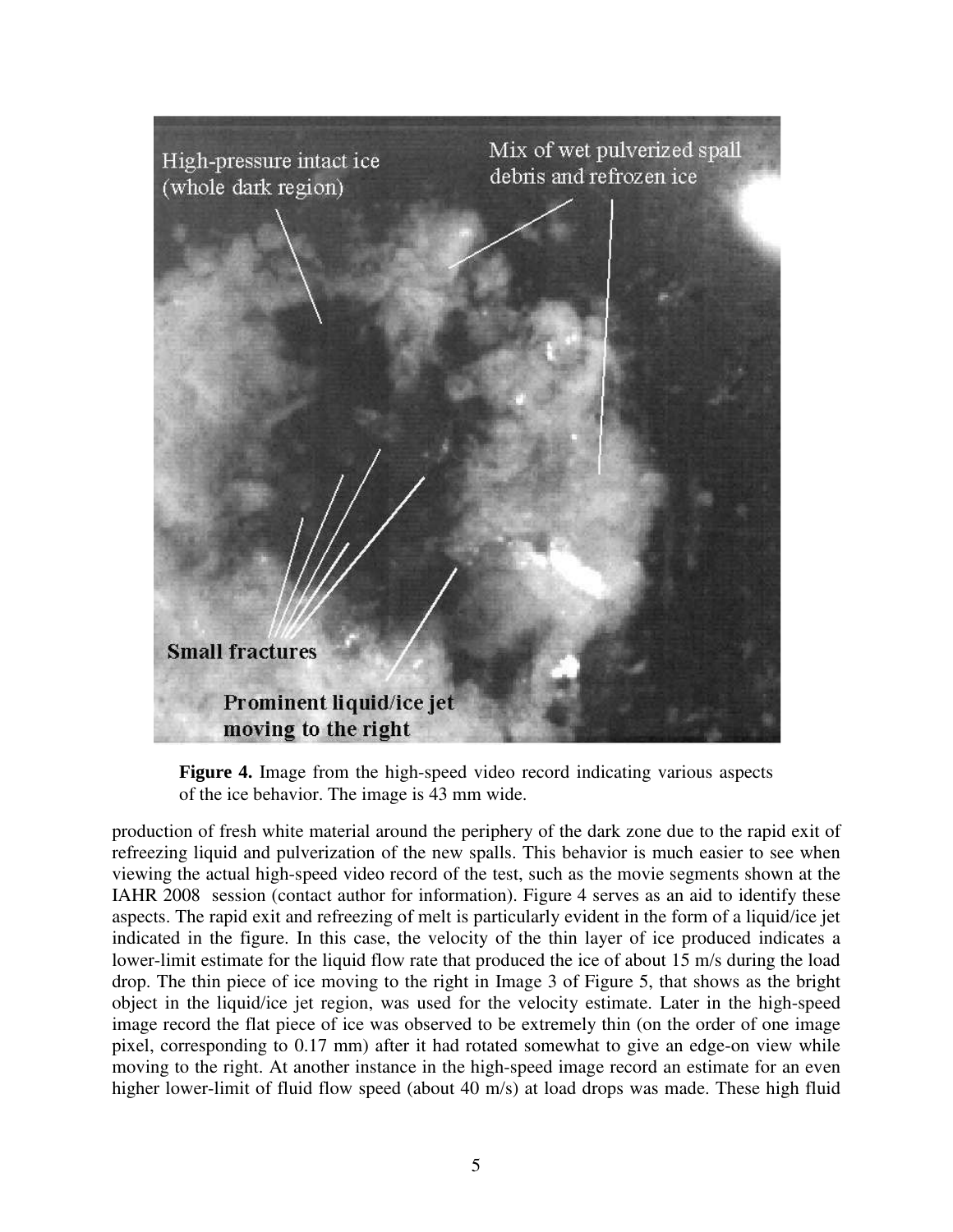**Figure 4.** Image from the high-speed video record indicating various aspects of the ice behavior. The image is 43 mm wide.

production of fresh white material around the periphery of the dark zone due to the rapid exit of refreezing liquid and pulverization of the new spalls. This behavior is much easier to see when viewing the actual high-speed video record of the test, such as the movie segments shown at the IAHR 2008 session (contact author for information). Figure 4 serves as an aid to identify these aspects. The rapid exit and refreezing of melt is particularly evident in the form of a liquid/ice jet indicated in the figure. In this case, the velocity of the thin layer of ice produced indicates a lower-limit estimate for the liquid flow rate that produced the ice of about 15 m/s during the load drop. The thin piece of ice moving to the right in Image 3 of Figure 5, that shows as the bright object in the liquid/ice jet region, was used for the velocity estimate. Later in the high-speed image record the flat piece of ice was observed to be extremely thin (on the order of one image pixel, corresponding to 0.17 mm) after it had rotated somewhat to give an edge-on view while moving to the right. At another instance in the high-speed image record an estimate for an even higher lower-limit of fluid flow speed (about 40 m/s) at load drops was made. These high fluid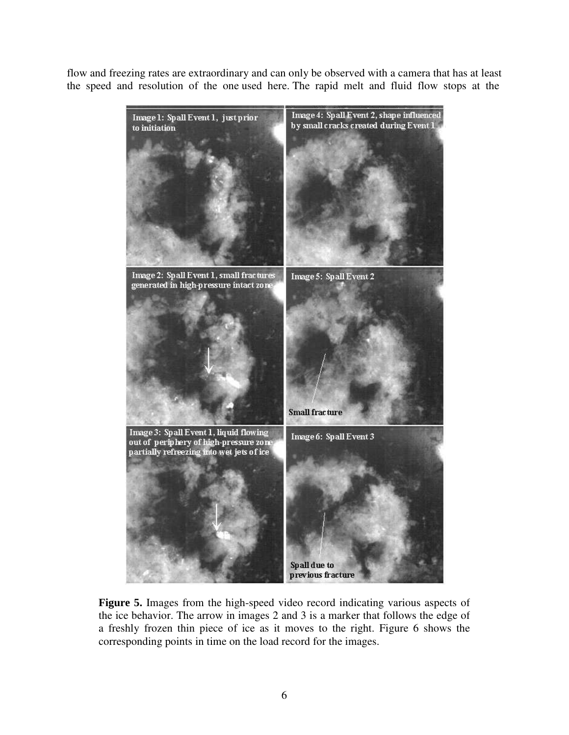flow and freezing rates are extraordinary and can only be observed with a camera that has at least the speed and resolution of the one used here. The rapid melt and fluid flow stops at the

**Figure 5.** Images from the high-speed video record indicating various aspects of the ice behavior. The arrow in images 2 and 3 is a marker that follows the edge of a freshly frozen thin piece of ice as it moves to the right. Figure 6 shows the corresponding points in time on the load record for the images.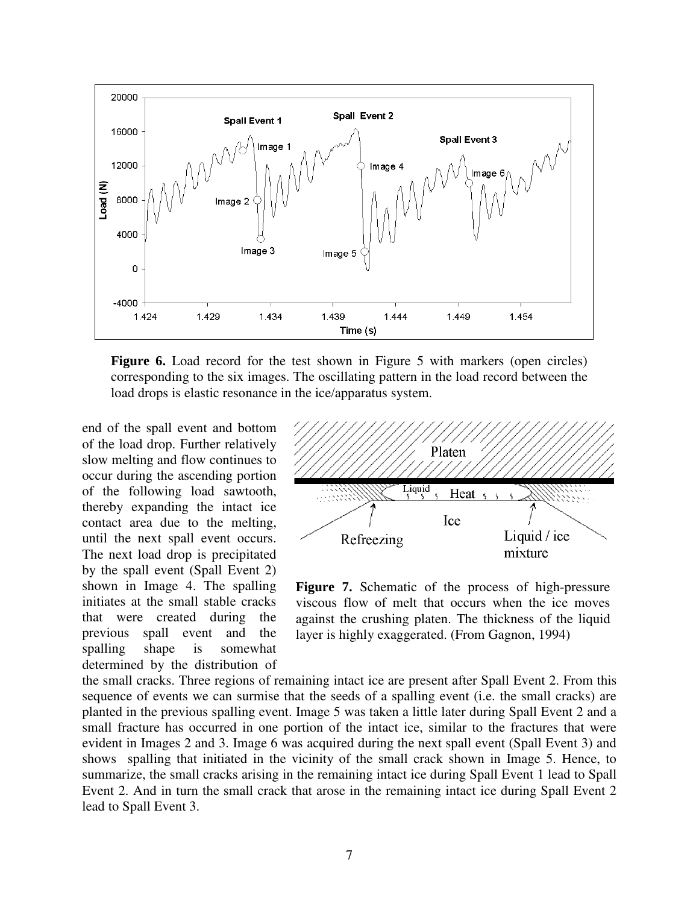**Figure 6.** Load record for the test shown in Figure 5 with markers (open circles) corresponding to the six images. The oscillating pattern in the load record between the load drops is elastic resonance in the ice/apparatus system.

end of the spall event and bottom of the load drop. Further relatively slow melting and flow continues to occur during the ascending portion of the following load sawtooth, thereby expanding the intact ice contact area due to the melting, until the next spall event occurs. The next load drop is precipitated by the spall event (Spall Event 2) shown in Image 4. The spalling initiates at the small stable cracks that were created during the previous spall event and the spalling shape is somewhat determined by the distribution of the small cracks. Three regions of remaining intact ice are present after Spall Event 2. From this sequence of events we can surmise that the seeds of a spalling event (i.e. the small cracks) are planted in the previous spalling event. Image 5 was taken a little later during Spall Event 2 and a small fracture has occurred in one portion of the intact ice, similar to the fractures that were evident in Images 2 and 3. Image 6 was acquired during the next spall event (Spall Event 3) and shows spalling that initiated in the vicinity of the small crack shown in Image 5. Hence, to summarize, the small cracks arising in the remaining intact ice during Spall Event 1 lead to Spall Event 2. And in turn the small crack that arose in the remaining intact ice during Spall Event 2 lead to Spall Event 3.

**Figure 7.** Schematic of the process of high-pressure viscous flow of melt that occurs when the ice moves against the crushing platen. The thickness of the liquid layer is highly exaggerated. (From Gagnon, 1994)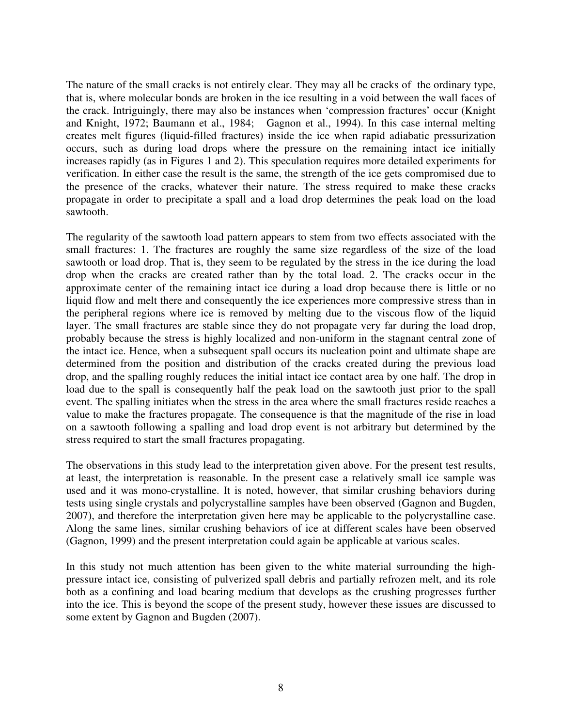The nature of the small cracks is not entirely clear. They may all be cracks of the ordinary type, that is, where molecular bonds are broken in the ice resulting in a void between the wall faces of the crack. Intriguingly, there may also be instances when 'compression fractures' occur (Knight and Knight, 1972; Baumann et al., 1984; Gagnon et al., 1994). In this case internal melting creates melt figures (liquid-filled fractures) inside the ice when rapid adiabatic pressurization occurs, such as during load drops where the pressure on the remaining intact ice initially increases rapidly (as in Figures 1 and 2). This speculation requires more detailed experiments for verification. In either case the result is the same, the strength of the ice gets compromised due to the presence of the cracks, whatever their nature. The stress required to make these cracks propagate in order to precipitate a spall and a load drop determines the peak load on the load sawtooth.

The regularity of the sawtooth load pattern appears to stem from two effects associated with the small fractures: 1. The fractures are roughly the same size regardless of the size of the load sawtooth or load drop. That is, they seem to be regulated by the stress in the ice during the load drop when the cracks are created rather than by the total load. 2. The cracks occur in the approximate center of the remaining intact ice during a load drop because there is little or no liquid flow and melt there and consequently the ice experiences more compressive stress than in the peripheral regions where ice is removed by melting due to the viscous flow of the liquid layer. The small fractures are stable since they do not propagate very far during the load drop, probably because the stress is highly localized and non-uniform in the stagnant central zone of the intact ice. Hence, when a subsequent spall occurs its nucleation point and ultimate shape are determined from the position and distribution of the cracks created during the previous load drop, and the spalling roughly reduces the initial intact ice contact area by one half. The drop in load due to the spall is consequently half the peak load on the sawtooth just prior to the spall event. The spalling initiates when the stress in the area where the small fractures reside reaches a value to make the fractures propagate. The consequence is that the magnitude of the rise in load on a sawtooth following a spalling and load drop event is not arbitrary but determined by the stress required to start the small fractures propagating.

The observations in this study lead to the interpretation given above. For the present test results, at least, the interpretation is reasonable. In the present case a relatively small ice sample was used and it was mono-crystalline. It is noted, however, that similar crushing behaviors during tests using single crystals and polycrystalline samples have been observed (Gagnon and Bugden, 2007), and therefore the interpretation given here may be applicable to the polycrystalline case. Along the same lines, similar crushing behaviors of ice at different scales have been observed (Gagnon, 1999) and the present interpretation could again be applicable at various scales.

In this study not much attention has been given to the white material surrounding the high-pressure intact ice, consisting of pulverized spall debris and partially refrozen melt, and its role both as a confining and load bearing medium that develops as the crushing progresses further into the ice. This is beyond the scope of the present study, however these issues are discussed to some extent by Gagnon and Bugden (2007).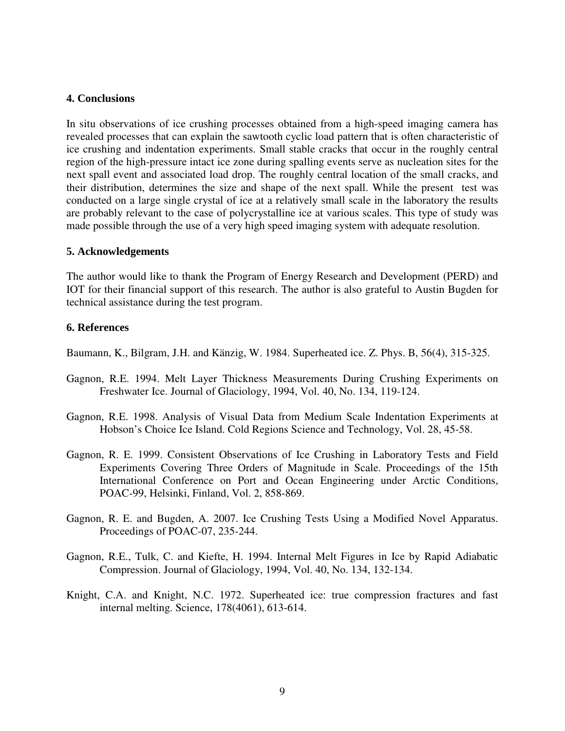## 4. Conclusions

In situ observations of ice crushing processes obtained from a high-speed imaging camera has revealed processes that can explain the sawtooth cyclic load pattern that is often characteristic of ice crushing and indentation experiments. Small stable cracks that occur in the roughly central region of the high-pressure intact ice zone during spalling events serve as nucleation sites for the next spall event and associated load drop. The roughly central location of the small cracks, and their distribution, determines the size and shape of the next spall. While the present test was conducted on a large single crystal of ice at a relatively small scale in the laboratory the results are probably relevant to the case of polycrystalline ice at various scales. This type of study was made possible through the use of a very high speed imaging system with adequate resolution.

## 5. Acknowledgements

The author would like to thank the Program of Energy Research and Development (PERD) and IOT for their financial support of this research. The author is also grateful to Austin Bugden for technical assistance during the test program.

## 6. References

Baumann, K., Bilgram, J.H. and Känzig, W. 1984. Superheated ice. Z. Phys. B, 56(4), 315-325.

Gagnon, R.E. 1994. Melt Layer Thickness Measurements During Crushing Experiments on Freshwater Ice. Journal of Glaciology, 1994, Vol. 40, No. 134, 119-124.

Gagnon, R.E. 1998. Analysis of Visual Data from Medium Scale Indentation Experiments at Hobson's Choice Ice Island. Cold Regions Science and Technology, Vol. 28, 45-58.

Gagnon, R. E. 1999. Consistent Observations of Ice Crushing in Laboratory Tests and Field Experiments Covering Three Orders of Magnitude in Scale. Proceedings of the 15th International Conference on Port and Ocean Engineering under Arctic Conditions, POAC-99, Helsinki, Finland, Vol. 2, 858-869.

Gagnon, R. E. and Bugden, A. 2007. Ice Crushing Tests Using a Modified Novel Apparatus. Proceedings of POAC-07, 235-244.

Gagnon, R.E., Tulk, C. and Kiefte, H. 1994. Internal Melt Figures in Ice by Rapid Adiabatic Compression. Journal of Glaciology, 1994, Vol. 40, No. 134, 132-134.

Knight, C.A. and Knight, N.C. 1972. Superheated ice: true compression fractures and fast internal melting. Science, 178(4061), 613-614.